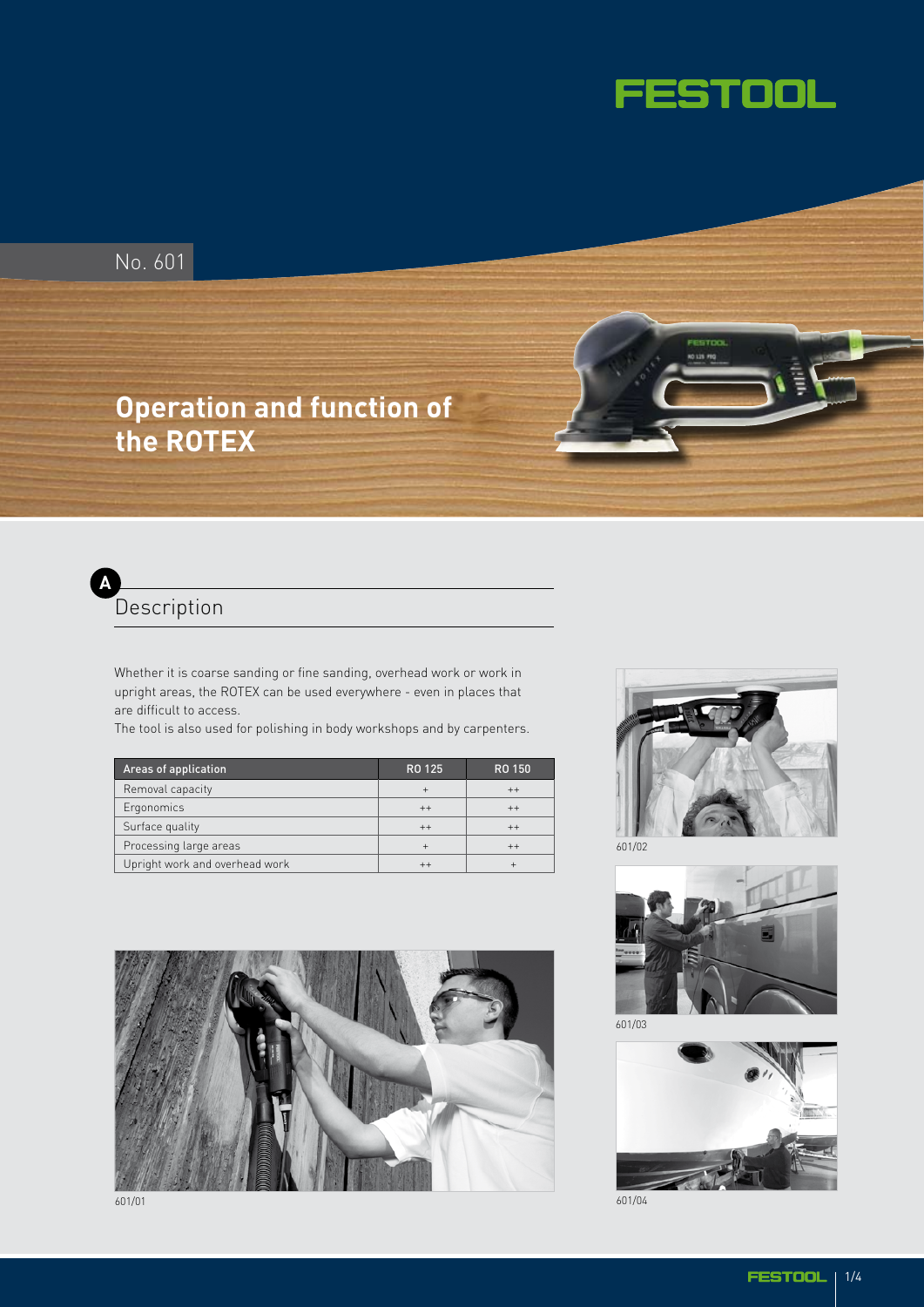FESTOOL

No. 601

# Operation and function of the ROTEX

## A Description

Whether it is coarse sanding or fine sanding, overhead work or work in upright areas, the ROTEX can be used everywhere - even in places that are difficult to access.
The tool is also used for polishing in body workshops and by carpenters.

| Areas of application | RO 125 | RO 150 |
|---|---|---|
| Removal capacity | + | ++ |
| Ergonomics | ++ | ++ |
| Surface quality | ++ | ++ |
| Processing large areas | + | ++ |
| Upright work and overhead work | ++ | + |

601/01

601/02

601/03

601/04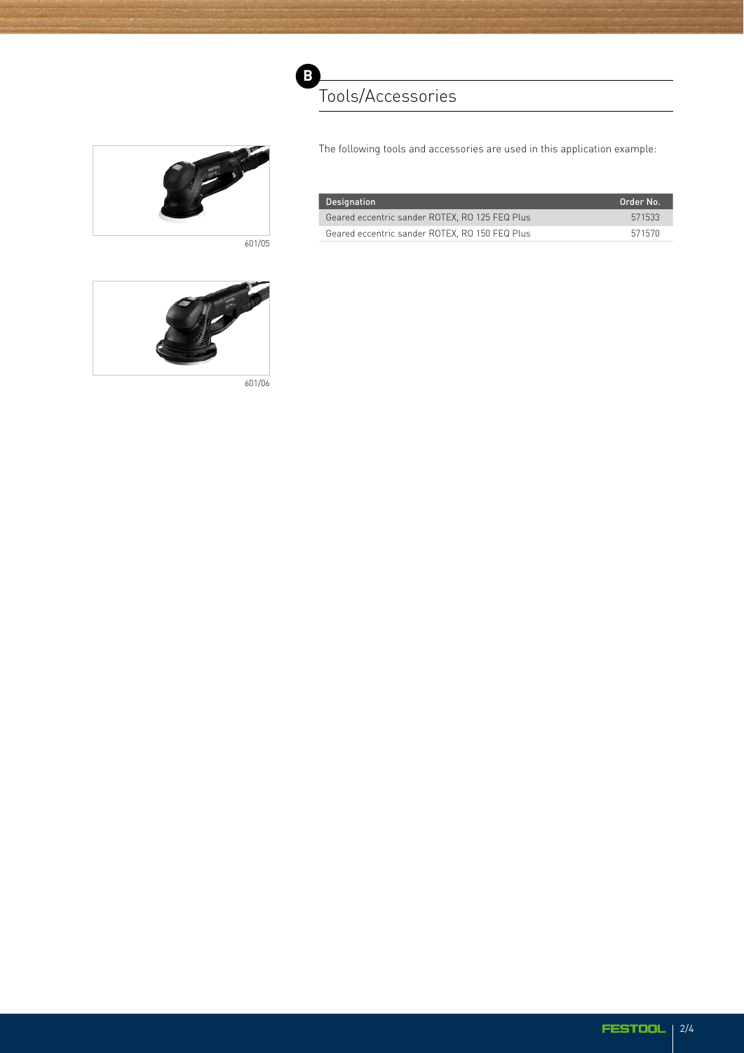## B Tools/Accessories

The following tools and accessories are used in this application example:

| Designation | Order No. |
|---|---|
| Geared eccentric sander ROTEX, RO 125 FEQ Plus | 571533 |
| Geared eccentric sander ROTEX, RO 150 FEQ Plus | 571570 |

601/05

601/06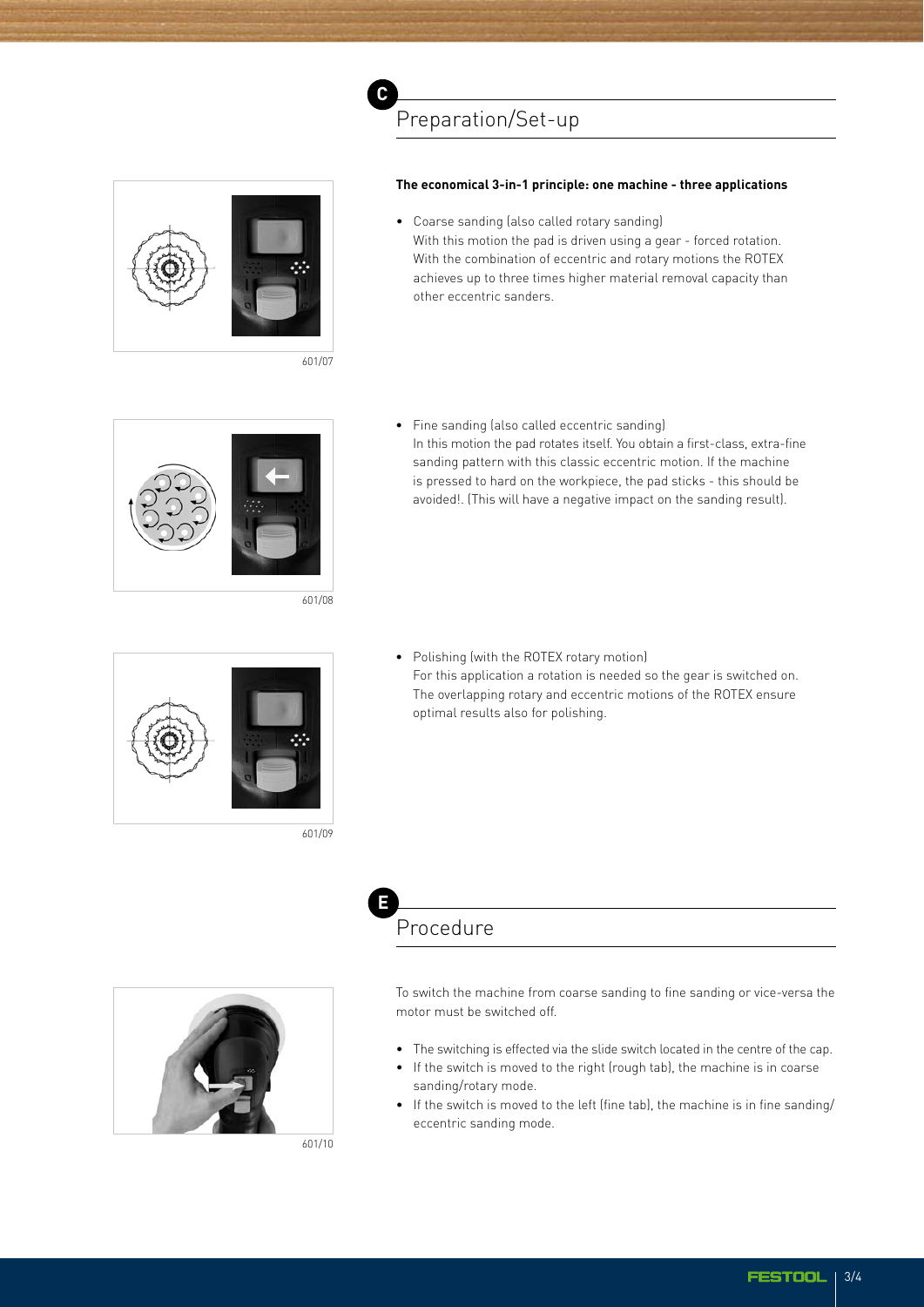## C Preparation/Set-up

**The economical 3-in-1 principle: one machine - three applications**

601/07

- Coarse sanding (also called rotary sanding)
  With this motion the pad is driven using a gear - forced rotation. With the combination of eccentric and rotary motions the ROTEX achieves up to three times higher material removal capacity than other eccentric sanders.

601/08

- Fine sanding (also called eccentric sanding)
  In this motion the pad rotates itself. You obtain a first-class, extra-fine sanding pattern with this classic eccentric motion. If the machine is pressed to hard on the workpiece, the pad sticks - this should be avoided!. (This will have a negative impact on the sanding result).

601/09

- Polishing (with the ROTEX rotary motion)
  For this application a rotation is needed so the gear is switched on. The overlapping rotary and eccentric motions of the ROTEX ensure optimal results also for polishing.

## E Procedure

601/10

To switch the machine from coarse sanding to fine sanding or vice-versa the motor must be switched off.

- The switching is effected via the slide switch located in the centre of the cap.
- If the switch is moved to the right (rough tab), the machine is in coarse sanding/rotary mode.
- If the switch is moved to the left (fine tab), the machine is in fine sanding/eccentric sanding mode.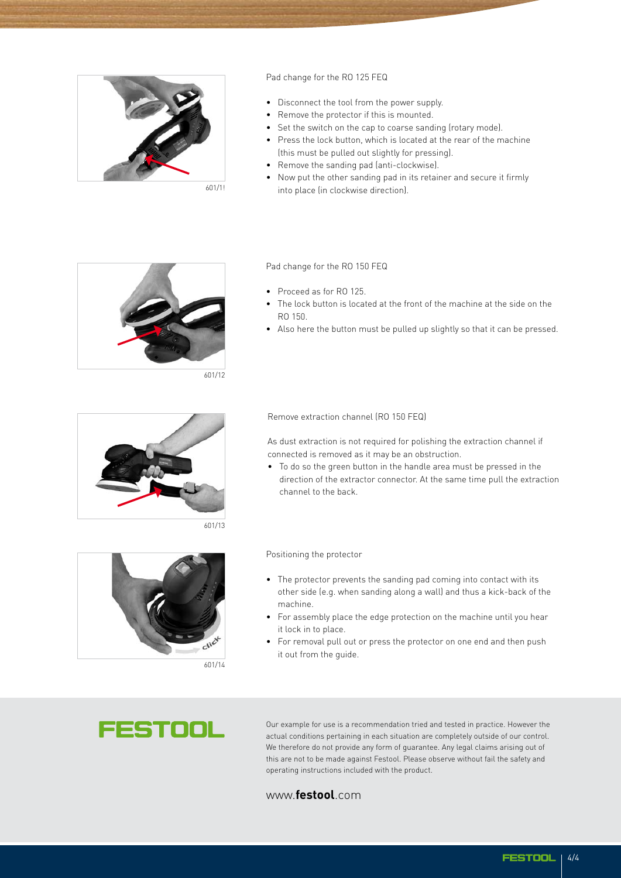601/1!

## Pad change for the RO 125 FEQ

- Disconnect the tool from the power supply.
- Remove the protector if this is mounted.
- Set the switch on the cap to coarse sanding (rotary mode).
- Press the lock button, which is located at the rear of the machine (this must be pulled out slightly for pressing).
- Remove the sanding pad (anti-clockwise).
- Now put the other sanding pad in its retainer and secure it firmly into place (in clockwise direction).

601/12

## Pad change for the RO 150 FEQ

- Proceed as for RO 125.
- The lock button is located at the front of the machine at the side on the RO 150.
- Also here the button must be pulled up slightly so that it can be pressed.

601/13

## Remove extraction channel (RO 150 FEQ)

As dust extraction is not required for polishing the extraction channel if connected is removed as it may be an obstruction.

- To do so the green button in the handle area must be pressed in the direction of the extractor connector. At the same time pull the extraction channel to the back.

601/14

## Positioning the protector

- The protector prevents the sanding pad coming into contact with its other side (e.g. when sanding along a wall) and thus a kick-back of the machine.
- For assembly place the edge protection on the machine until you hear it lock in to place.
- For removal pull out or press the protector on one end and then push it out from the guide.

FESTOOL

Our example for use is a recommendation tried and tested in practice. However the actual conditions pertaining in each situation are completely outside of our control. We therefore do not provide any form of guarantee. Any legal claims arising out of this are not to be made against Festool. Please observe without fail the safety and operating instructions included with the product.

www.**festool**.com